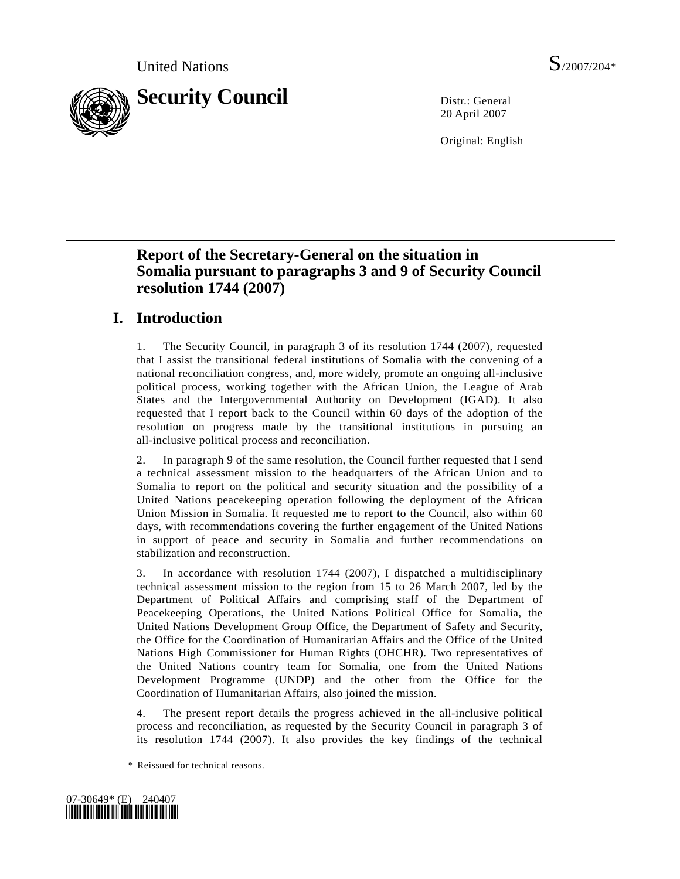United Nations S/2007/204*

# Security Council

Distr.: General
20 April 2007

Original: English

## Report of the Secretary-General on the situation in Somalia pursuant to paragraphs 3 and 9 of Security Council resolution 1744 (2007)

## I. Introduction

1. The Security Council, in paragraph 3 of its resolution 1744 (2007), requested that I assist the transitional federal institutions of Somalia with the convening of a national reconciliation congress, and, more widely, promote an ongoing all-inclusive political process, working together with the African Union, the League of Arab States and the Intergovernmental Authority on Development (IGAD). It also requested that I report back to the Council within 60 days of the adoption of the resolution on progress made by the transitional institutions in pursuing an all-inclusive political process and reconciliation.

2. In paragraph 9 of the same resolution, the Council further requested that I send a technical assessment mission to the headquarters of the African Union and to Somalia to report on the political and security situation and the possibility of a United Nations peacekeeping operation following the deployment of the African Union Mission in Somalia. It requested me to report to the Council, also within 60 days, with recommendations covering the further engagement of the United Nations in support of peace and security in Somalia and further recommendations on stabilization and reconstruction.

3. In accordance with resolution 1744 (2007), I dispatched a multidisciplinary technical assessment mission to the region from 15 to 26 March 2007, led by the Department of Political Affairs and comprising staff of the Department of Peacekeeping Operations, the United Nations Political Office for Somalia, the United Nations Development Group Office, the Department of Safety and Security, the Office for the Coordination of Humanitarian Affairs and the Office of the United Nations High Commissioner for Human Rights (OHCHR). Two representatives of the United Nations country team for Somalia, one from the United Nations Development Programme (UNDP) and the other from the Office for the Coordination of Humanitarian Affairs, also joined the mission.

4. The present report details the progress achieved in the all-inclusive political process and reconciliation, as requested by the Security Council in paragraph 3 of its resolution 1744 (2007). It also provides the key findings of the technical

\* Reissued for technical reasons.

07-30649* (E) 240407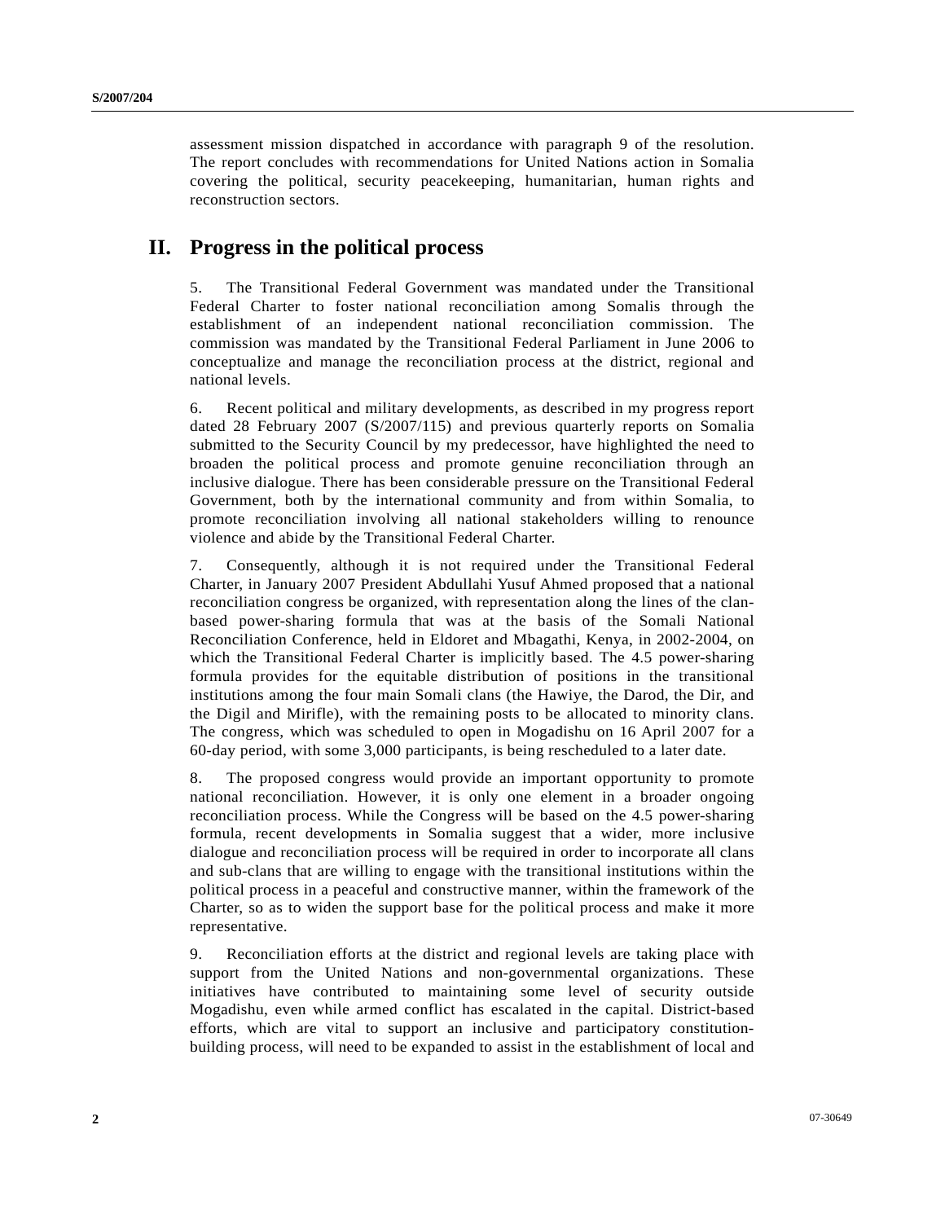assessment mission dispatched in accordance with paragraph 9 of the resolution. The report concludes with recommendations for United Nations action in Somalia covering the political, security peacekeeping, humanitarian, human rights and reconstruction sectors.

## II. Progress in the political process

5. The Transitional Federal Government was mandated under the Transitional Federal Charter to foster national reconciliation among Somalis through the establishment of an independent national reconciliation commission. The commission was mandated by the Transitional Federal Parliament in June 2006 to conceptualize and manage the reconciliation process at the district, regional and national levels.

6. Recent political and military developments, as described in my progress report dated 28 February 2007 (S/2007/115) and previous quarterly reports on Somalia submitted to the Security Council by my predecessor, have highlighted the need to broaden the political process and promote genuine reconciliation through an inclusive dialogue. There has been considerable pressure on the Transitional Federal Government, both by the international community and from within Somalia, to promote reconciliation involving all national stakeholders willing to renounce violence and abide by the Transitional Federal Charter.

7. Consequently, although it is not required under the Transitional Federal Charter, in January 2007 President Abdullahi Yusuf Ahmed proposed that a national reconciliation congress be organized, with representation along the lines of the clan-based power-sharing formula that was at the basis of the Somali National Reconciliation Conference, held in Eldoret and Mbagathi, Kenya, in 2002-2004, on which the Transitional Federal Charter is implicitly based. The 4.5 power-sharing formula provides for the equitable distribution of positions in the transitional institutions among the four main Somali clans (the Hawiye, the Darod, the Dir, and the Digil and Mirifle), with the remaining posts to be allocated to minority clans. The congress, which was scheduled to open in Mogadishu on 16 April 2007 for a 60-day period, with some 3,000 participants, is being rescheduled to a later date.

8. The proposed congress would provide an important opportunity to promote national reconciliation. However, it is only one element in a broader ongoing reconciliation process. While the Congress will be based on the 4.5 power-sharing formula, recent developments in Somalia suggest that a wider, more inclusive dialogue and reconciliation process will be required in order to incorporate all clans and sub-clans that are willing to engage with the transitional institutions within the political process in a peaceful and constructive manner, within the framework of the Charter, so as to widen the support base for the political process and make it more representative.

9. Reconciliation efforts at the district and regional levels are taking place with support from the United Nations and non-governmental organizations. These initiatives have contributed to maintaining some level of security outside Mogadishu, even while armed conflict has escalated in the capital. District-based efforts, which are vital to support an inclusive and participatory constitution-building process, will need to be expanded to assist in the establishment of local and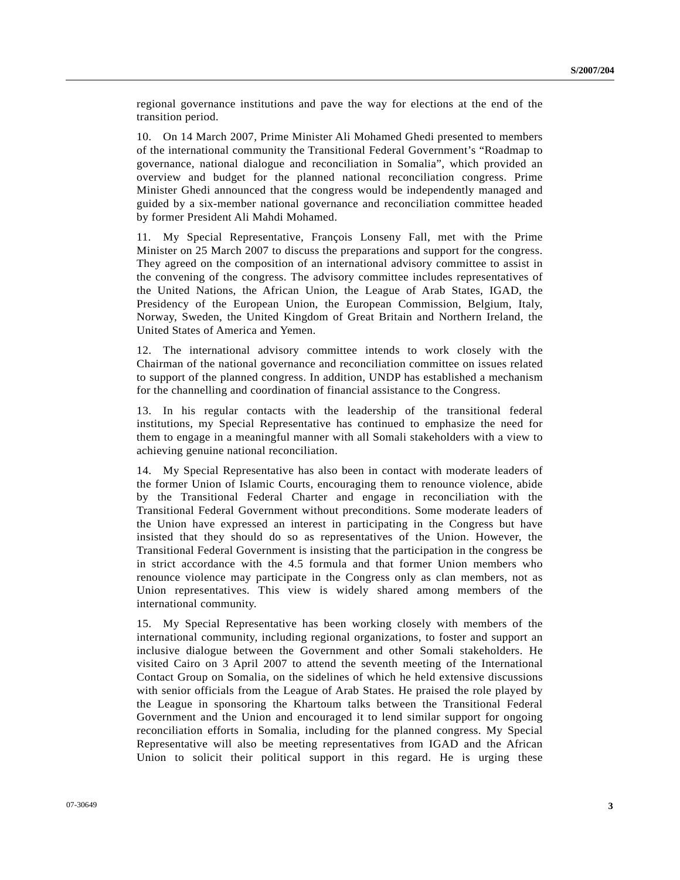regional governance institutions and pave the way for elections at the end of the transition period.

10. On 14 March 2007, Prime Minister Ali Mohamed Ghedi presented to members of the international community the Transitional Federal Government's "Roadmap to governance, national dialogue and reconciliation in Somalia", which provided an overview and budget for the planned national reconciliation congress. Prime Minister Ghedi announced that the congress would be independently managed and guided by a six-member national governance and reconciliation committee headed by former President Ali Mahdi Mohamed.

11. My Special Representative, François Lonseny Fall, met with the Prime Minister on 25 March 2007 to discuss the preparations and support for the congress. They agreed on the composition of an international advisory committee to assist in the convening of the congress. The advisory committee includes representatives of the United Nations, the African Union, the League of Arab States, IGAD, the Presidency of the European Union, the European Commission, Belgium, Italy, Norway, Sweden, the United Kingdom of Great Britain and Northern Ireland, the United States of America and Yemen.

12. The international advisory committee intends to work closely with the Chairman of the national governance and reconciliation committee on issues related to support of the planned congress. In addition, UNDP has established a mechanism for the channelling and coordination of financial assistance to the Congress.

13. In his regular contacts with the leadership of the transitional federal institutions, my Special Representative has continued to emphasize the need for them to engage in a meaningful manner with all Somali stakeholders with a view to achieving genuine national reconciliation.

14. My Special Representative has also been in contact with moderate leaders of the former Union of Islamic Courts, encouraging them to renounce violence, abide by the Transitional Federal Charter and engage in reconciliation with the Transitional Federal Government without preconditions. Some moderate leaders of the Union have expressed an interest in participating in the Congress but have insisted that they should do so as representatives of the Union. However, the Transitional Federal Government is insisting that the participation in the congress be in strict accordance with the 4.5 formula and that former Union members who renounce violence may participate in the Congress only as clan members, not as Union representatives. This view is widely shared among members of the international community.

15. My Special Representative has been working closely with members of the international community, including regional organizations, to foster and support an inclusive dialogue between the Government and other Somali stakeholders. He visited Cairo on 3 April 2007 to attend the seventh meeting of the International Contact Group on Somalia, on the sidelines of which he held extensive discussions with senior officials from the League of Arab States. He praised the role played by the League in sponsoring the Khartoum talks between the Transitional Federal Government and the Union and encouraged it to lend similar support for ongoing reconciliation efforts in Somalia, including for the planned congress. My Special Representative will also be meeting representatives from IGAD and the African Union to solicit their political support in this regard. He is urging these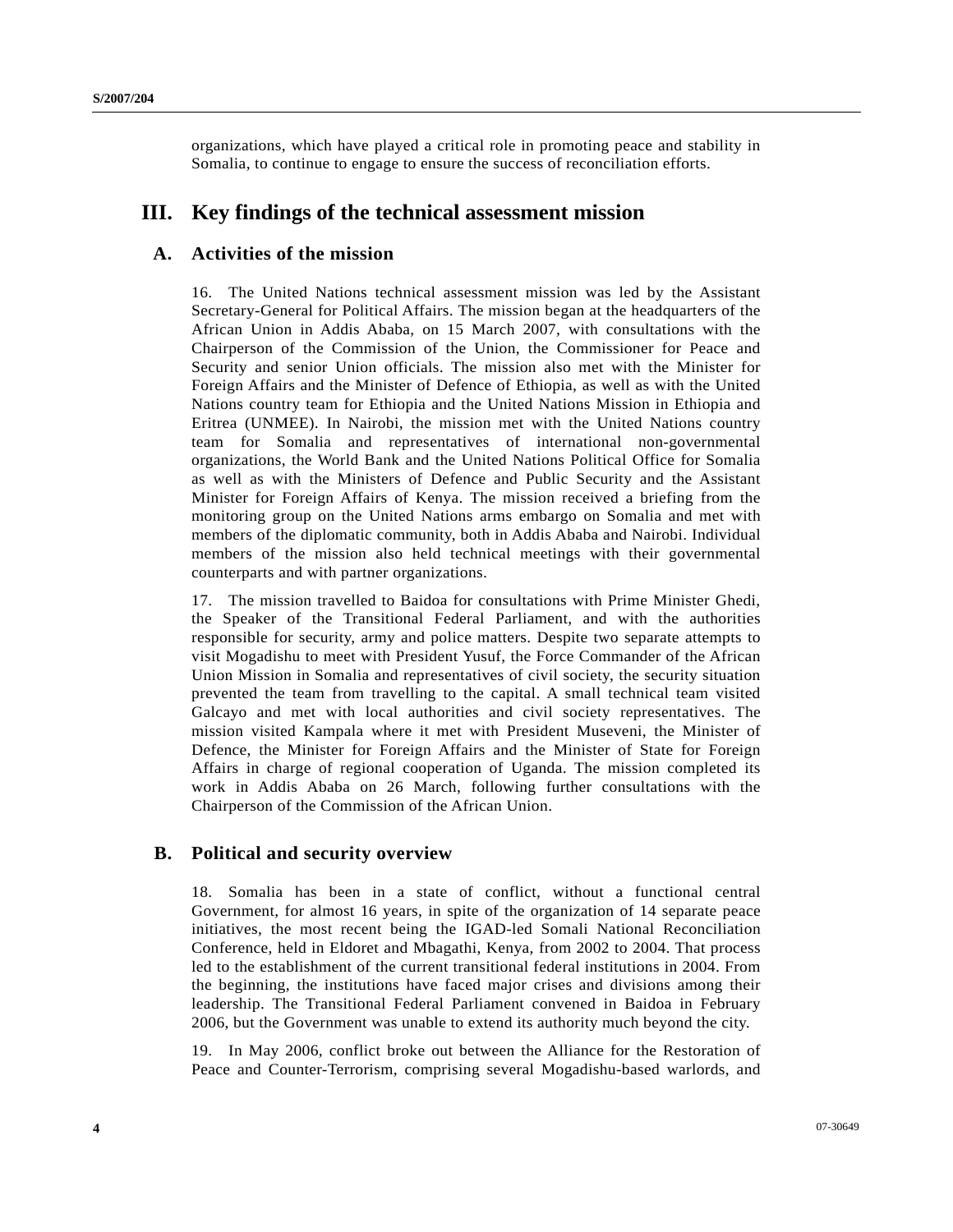organizations, which have played a critical role in promoting peace and stability in Somalia, to continue to engage to ensure the success of reconciliation efforts.

# III. Key findings of the technical assessment mission

## A. Activities of the mission

16. The United Nations technical assessment mission was led by the Assistant Secretary-General for Political Affairs. The mission began at the headquarters of the African Union in Addis Ababa, on 15 March 2007, with consultations with the Chairperson of the Commission of the Union, the Commissioner for Peace and Security and senior Union officials. The mission also met with the Minister for Foreign Affairs and the Minister of Defence of Ethiopia, as well as with the United Nations country team for Ethiopia and the United Nations Mission in Ethiopia and Eritrea (UNMEE). In Nairobi, the mission met with the United Nations country team for Somalia and representatives of international non-governmental organizations, the World Bank and the United Nations Political Office for Somalia as well as with the Ministers of Defence and Public Security and the Assistant Minister for Foreign Affairs of Kenya. The mission received a briefing from the monitoring group on the United Nations arms embargo on Somalia and met with members of the diplomatic community, both in Addis Ababa and Nairobi. Individual members of the mission also held technical meetings with their governmental counterparts and with partner organizations.

17. The mission travelled to Baidoa for consultations with Prime Minister Ghedi, the Speaker of the Transitional Federal Parliament, and with the authorities responsible for security, army and police matters. Despite two separate attempts to visit Mogadishu to meet with President Yusuf, the Force Commander of the African Union Mission in Somalia and representatives of civil society, the security situation prevented the team from travelling to the capital. A small technical team visited Galcayo and met with local authorities and civil society representatives. The mission visited Kampala where it met with President Museveni, the Minister of Defence, the Minister for Foreign Affairs and the Minister of State for Foreign Affairs in charge of regional cooperation of Uganda. The mission completed its work in Addis Ababa on 26 March, following further consultations with the Chairperson of the Commission of the African Union.

## B. Political and security overview

18. Somalia has been in a state of conflict, without a functional central Government, for almost 16 years, in spite of the organization of 14 separate peace initiatives, the most recent being the IGAD-led Somali National Reconciliation Conference, held in Eldoret and Mbagathi, Kenya, from 2002 to 2004. That process led to the establishment of the current transitional federal institutions in 2004. From the beginning, the institutions have faced major crises and divisions among their leadership. The Transitional Federal Parliament convened in Baidoa in February 2006, but the Government was unable to extend its authority much beyond the city.

19. In May 2006, conflict broke out between the Alliance for the Restoration of Peace and Counter-Terrorism, comprising several Mogadishu-based warlords, and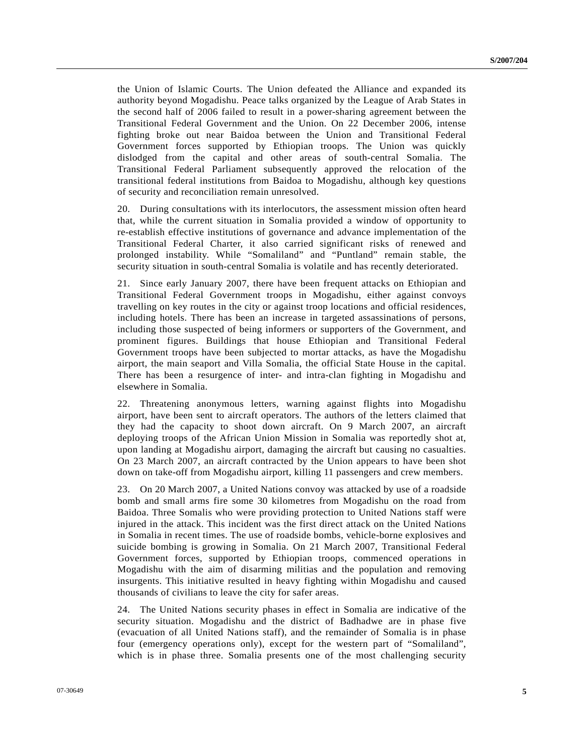the Union of Islamic Courts. The Union defeated the Alliance and expanded its authority beyond Mogadishu. Peace talks organized by the League of Arab States in the second half of 2006 failed to result in a power-sharing agreement between the Transitional Federal Government and the Union. On 22 December 2006, intense fighting broke out near Baidoa between the Union and Transitional Federal Government forces supported by Ethiopian troops. The Union was quickly dislodged from the capital and other areas of south-central Somalia. The Transitional Federal Parliament subsequently approved the relocation of the transitional federal institutions from Baidoa to Mogadishu, although key questions of security and reconciliation remain unresolved.

20. During consultations with its interlocutors, the assessment mission often heard that, while the current situation in Somalia provided a window of opportunity to re-establish effective institutions of governance and advance implementation of the Transitional Federal Charter, it also carried significant risks of renewed and prolonged instability. While "Somaliland" and "Puntland" remain stable, the security situation in south-central Somalia is volatile and has recently deteriorated.

21. Since early January 2007, there have been frequent attacks on Ethiopian and Transitional Federal Government troops in Mogadishu, either against convoys travelling on key routes in the city or against troop locations and official residences, including hotels. There has been an increase in targeted assassinations of persons, including those suspected of being informers or supporters of the Government, and prominent figures. Buildings that house Ethiopian and Transitional Federal Government troops have been subjected to mortar attacks, as have the Mogadishu airport, the main seaport and Villa Somalia, the official State House in the capital. There has been a resurgence of inter- and intra-clan fighting in Mogadishu and elsewhere in Somalia.

22. Threatening anonymous letters, warning against flights into Mogadishu airport, have been sent to aircraft operators. The authors of the letters claimed that they had the capacity to shoot down aircraft. On 9 March 2007, an aircraft deploying troops of the African Union Mission in Somalia was reportedly shot at, upon landing at Mogadishu airport, damaging the aircraft but causing no casualties. On 23 March 2007, an aircraft contracted by the Union appears to have been shot down on take-off from Mogadishu airport, killing 11 passengers and crew members.

23. On 20 March 2007, a United Nations convoy was attacked by use of a roadside bomb and small arms fire some 30 kilometres from Mogadishu on the road from Baidoa. Three Somalis who were providing protection to United Nations staff were injured in the attack. This incident was the first direct attack on the United Nations in Somalia in recent times. The use of roadside bombs, vehicle-borne explosives and suicide bombing is growing in Somalia. On 21 March 2007, Transitional Federal Government forces, supported by Ethiopian troops, commenced operations in Mogadishu with the aim of disarming militias and the population and removing insurgents. This initiative resulted in heavy fighting within Mogadishu and caused thousands of civilians to leave the city for safer areas.

24. The United Nations security phases in effect in Somalia are indicative of the security situation. Mogadishu and the district of Badhadwe are in phase five (evacuation of all United Nations staff), and the remainder of Somalia is in phase four (emergency operations only), except for the western part of "Somaliland", which is in phase three. Somalia presents one of the most challenging security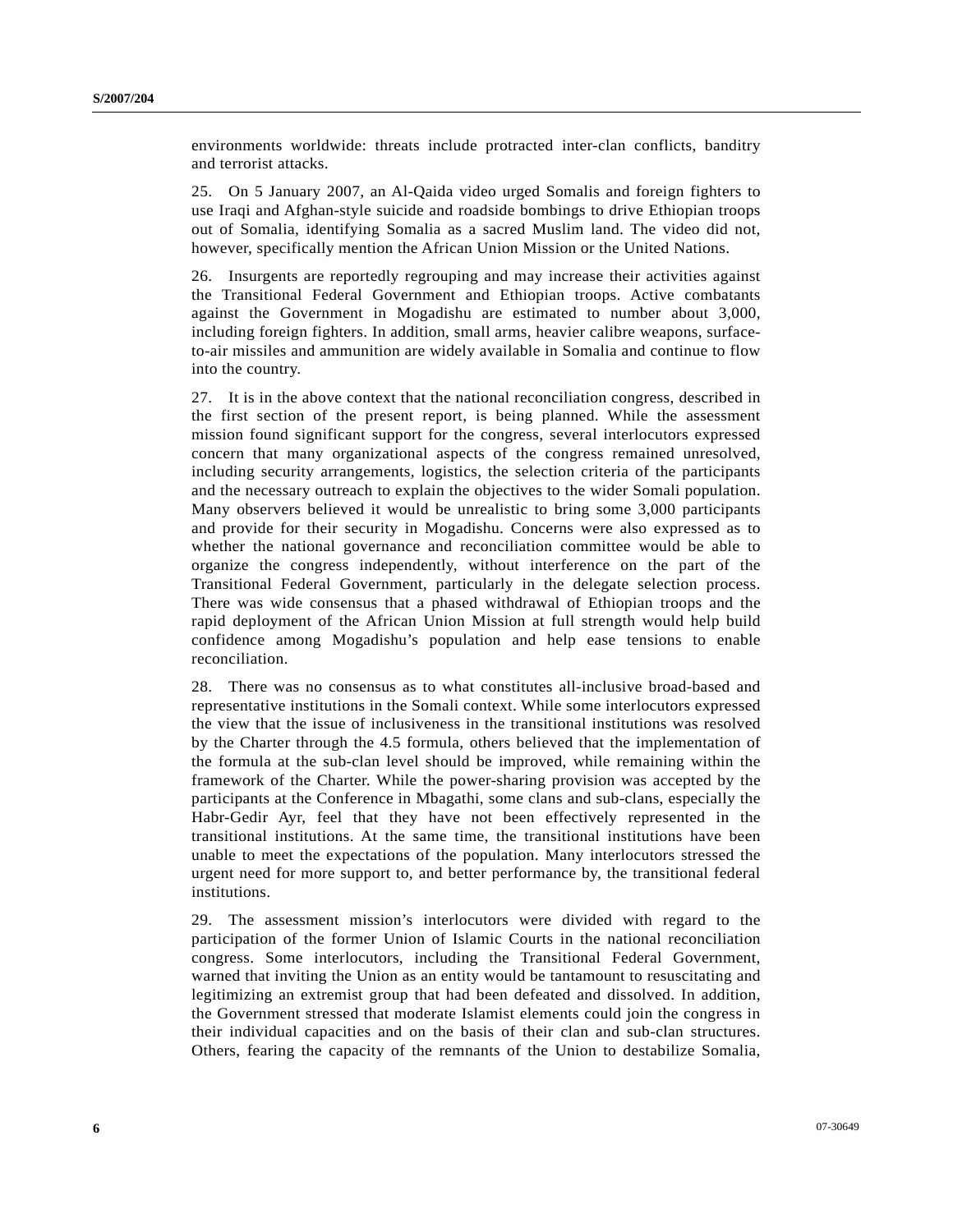environments worldwide: threats include protracted inter-clan conflicts, banditry and terrorist attacks.

25. On 5 January 2007, an Al-Qaida video urged Somalis and foreign fighters to use Iraqi and Afghan-style suicide and roadside bombings to drive Ethiopian troops out of Somalia, identifying Somalia as a sacred Muslim land. The video did not, however, specifically mention the African Union Mission or the United Nations.

26. Insurgents are reportedly regrouping and may increase their activities against the Transitional Federal Government and Ethiopian troops. Active combatants against the Government in Mogadishu are estimated to number about 3,000, including foreign fighters. In addition, small arms, heavier calibre weapons, surface-to-air missiles and ammunition are widely available in Somalia and continue to flow into the country.

27. It is in the above context that the national reconciliation congress, described in the first section of the present report, is being planned. While the assessment mission found significant support for the congress, several interlocutors expressed concern that many organizational aspects of the congress remained unresolved, including security arrangements, logistics, the selection criteria of the participants and the necessary outreach to explain the objectives to the wider Somali population. Many observers believed it would be unrealistic to bring some 3,000 participants and provide for their security in Mogadishu. Concerns were also expressed as to whether the national governance and reconciliation committee would be able to organize the congress independently, without interference on the part of the Transitional Federal Government, particularly in the delegate selection process. There was wide consensus that a phased withdrawal of Ethiopian troops and the rapid deployment of the African Union Mission at full strength would help build confidence among Mogadishu's population and help ease tensions to enable reconciliation.

28. There was no consensus as to what constitutes all-inclusive broad-based and representative institutions in the Somali context. While some interlocutors expressed the view that the issue of inclusiveness in the transitional institutions was resolved by the Charter through the 4.5 formula, others believed that the implementation of the formula at the sub-clan level should be improved, while remaining within the framework of the Charter. While the power-sharing provision was accepted by the participants at the Conference in Mbagathi, some clans and sub-clans, especially the Habr-Gedir Ayr, feel that they have not been effectively represented in the transitional institutions. At the same time, the transitional institutions have been unable to meet the expectations of the population. Many interlocutors stressed the urgent need for more support to, and better performance by, the transitional federal institutions.

29. The assessment mission's interlocutors were divided with regard to the participation of the former Union of Islamic Courts in the national reconciliation congress. Some interlocutors, including the Transitional Federal Government, warned that inviting the Union as an entity would be tantamount to resuscitating and legitimizing an extremist group that had been defeated and dissolved. In addition, the Government stressed that moderate Islamist elements could join the congress in their individual capacities and on the basis of their clan and sub-clan structures. Others, fearing the capacity of the remnants of the Union to destabilize Somalia,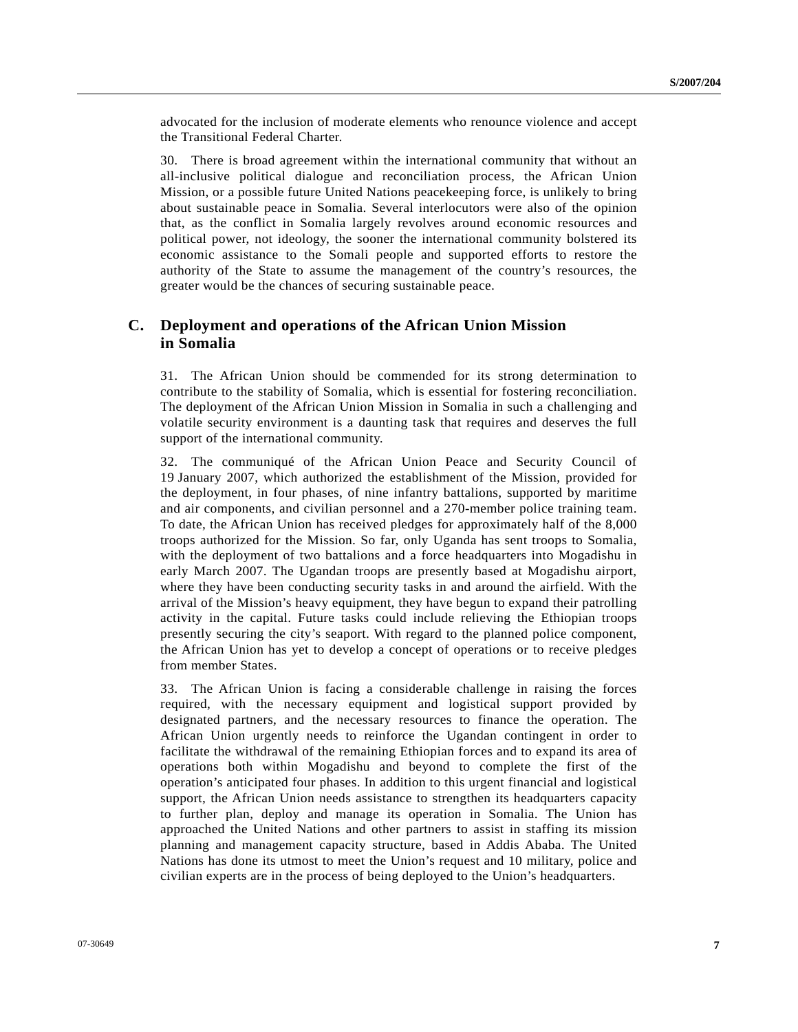advocated for the inclusion of moderate elements who renounce violence and accept the Transitional Federal Charter.

30. There is broad agreement within the international community that without an all-inclusive political dialogue and reconciliation process, the African Union Mission, or a possible future United Nations peacekeeping force, is unlikely to bring about sustainable peace in Somalia. Several interlocutors were also of the opinion that, as the conflict in Somalia largely revolves around economic resources and political power, not ideology, the sooner the international community bolstered its economic assistance to the Somali people and supported efforts to restore the authority of the State to assume the management of the country's resources, the greater would be the chances of securing sustainable peace.

## C. Deployment and operations of the African Union Mission in Somalia

31. The African Union should be commended for its strong determination to contribute to the stability of Somalia, which is essential for fostering reconciliation. The deployment of the African Union Mission in Somalia in such a challenging and volatile security environment is a daunting task that requires and deserves the full support of the international community.

32. The communiqué of the African Union Peace and Security Council of 19 January 2007, which authorized the establishment of the Mission, provided for the deployment, in four phases, of nine infantry battalions, supported by maritime and air components, and civilian personnel and a 270-member police training team. To date, the African Union has received pledges for approximately half of the 8,000 troops authorized for the Mission. So far, only Uganda has sent troops to Somalia, with the deployment of two battalions and a force headquarters into Mogadishu in early March 2007. The Ugandan troops are presently based at Mogadishu airport, where they have been conducting security tasks in and around the airfield. With the arrival of the Mission's heavy equipment, they have begun to expand their patrolling activity in the capital. Future tasks could include relieving the Ethiopian troops presently securing the city's seaport. With regard to the planned police component, the African Union has yet to develop a concept of operations or to receive pledges from member States.

33. The African Union is facing a considerable challenge in raising the forces required, with the necessary equipment and logistical support provided by designated partners, and the necessary resources to finance the operation. The African Union urgently needs to reinforce the Ugandan contingent in order to facilitate the withdrawal of the remaining Ethiopian forces and to expand its area of operations both within Mogadishu and beyond to complete the first of the operation's anticipated four phases. In addition to this urgent financial and logistical support, the African Union needs assistance to strengthen its headquarters capacity to further plan, deploy and manage its operation in Somalia. The Union has approached the United Nations and other partners to assist in staffing its mission planning and management capacity structure, based in Addis Ababa. The United Nations has done its utmost to meet the Union's request and 10 military, police and civilian experts are in the process of being deployed to the Union's headquarters.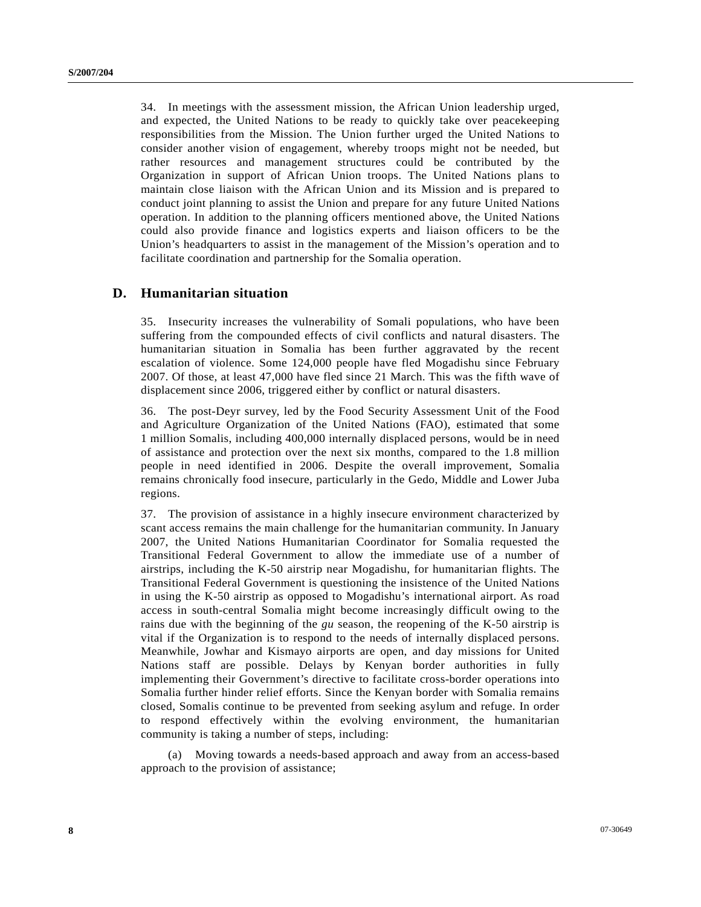34. In meetings with the assessment mission, the African Union leadership urged, and expected, the United Nations to be ready to quickly take over peacekeeping responsibilities from the Mission. The Union further urged the United Nations to consider another vision of engagement, whereby troops might not be needed, but rather resources and management structures could be contributed by the Organization in support of African Union troops. The United Nations plans to maintain close liaison with the African Union and its Mission and is prepared to conduct joint planning to assist the Union and prepare for any future United Nations operation. In addition to the planning officers mentioned above, the United Nations could also provide finance and logistics experts and liaison officers to be the Union's headquarters to assist in the management of the Mission's operation and to facilitate coordination and partnership for the Somalia operation.

## D. Humanitarian situation

35. Insecurity increases the vulnerability of Somali populations, who have been suffering from the compounded effects of civil conflicts and natural disasters. The humanitarian situation in Somalia has been further aggravated by the recent escalation of violence. Some 124,000 people have fled Mogadishu since February 2007. Of those, at least 47,000 have fled since 21 March. This was the fifth wave of displacement since 2006, triggered either by conflict or natural disasters.

36. The post-Deyr survey, led by the Food Security Assessment Unit of the Food and Agriculture Organization of the United Nations (FAO), estimated that some 1 million Somalis, including 400,000 internally displaced persons, would be in need of assistance and protection over the next six months, compared to the 1.8 million people in need identified in 2006. Despite the overall improvement, Somalia remains chronically food insecure, particularly in the Gedo, Middle and Lower Juba regions.

37. The provision of assistance in a highly insecure environment characterized by scant access remains the main challenge for the humanitarian community. In January 2007, the United Nations Humanitarian Coordinator for Somalia requested the Transitional Federal Government to allow the immediate use of a number of airstrips, including the K-50 airstrip near Mogadishu, for humanitarian flights. The Transitional Federal Government is questioning the insistence of the United Nations in using the K-50 airstrip as opposed to Mogadishu's international airport. As road access in south-central Somalia might become increasingly difficult owing to the rains due with the beginning of the *gu* season, the reopening of the K-50 airstrip is vital if the Organization is to respond to the needs of internally displaced persons. Meanwhile, Jowhar and Kismayo airports are open, and day missions for United Nations staff are possible. Delays by Kenyan border authorities in fully implementing their Government's directive to facilitate cross-border operations into Somalia further hinder relief efforts. Since the Kenyan border with Somalia remains closed, Somalis continue to be prevented from seeking asylum and refuge. In order to respond effectively within the evolving environment, the humanitarian community is taking a number of steps, including:

(a) Moving towards a needs-based approach and away from an access-based approach to the provision of assistance;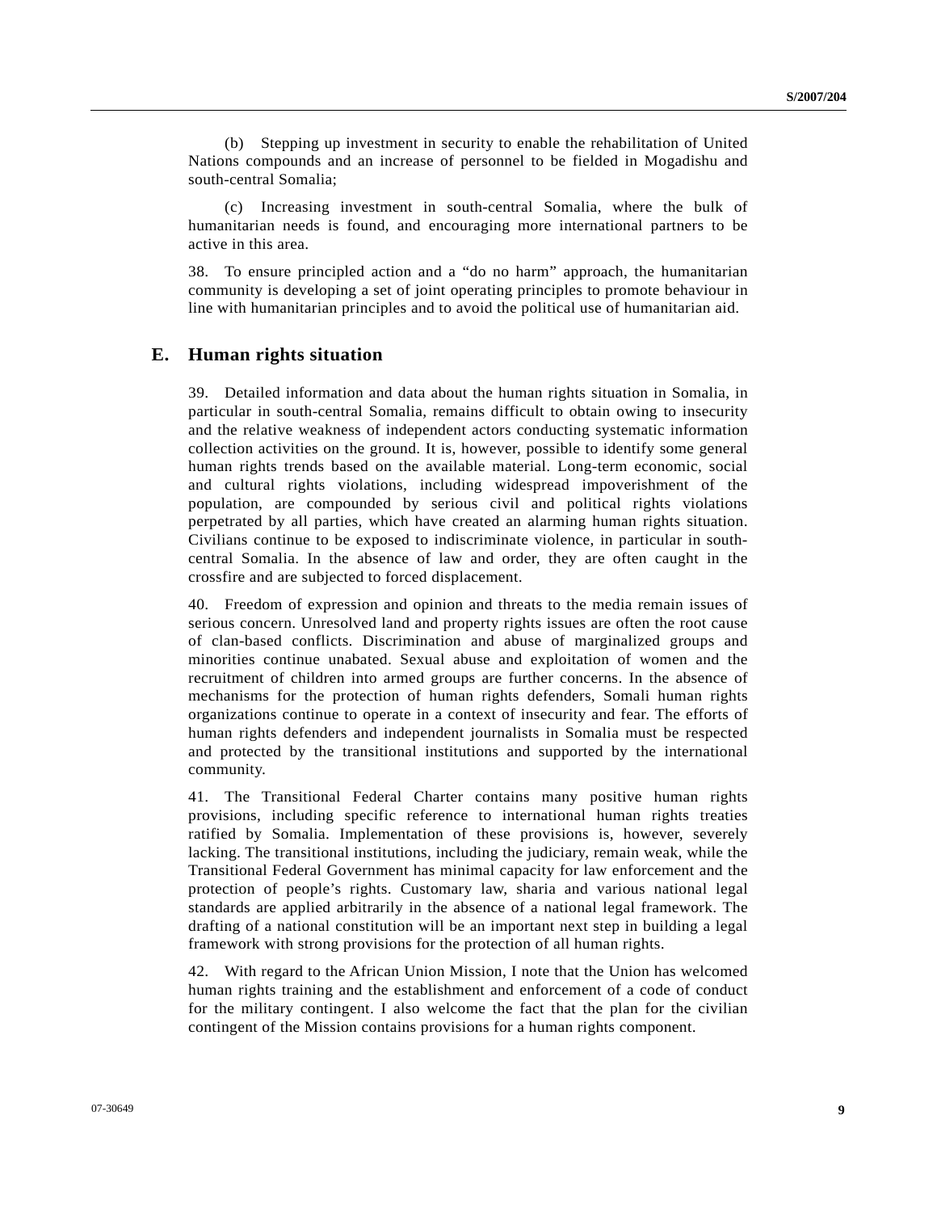(b) Stepping up investment in security to enable the rehabilitation of United Nations compounds and an increase of personnel to be fielded in Mogadishu and south-central Somalia;

(c) Increasing investment in south-central Somalia, where the bulk of humanitarian needs is found, and encouraging more international partners to be active in this area.

38. To ensure principled action and a "do no harm" approach, the humanitarian community is developing a set of joint operating principles to promote behaviour in line with humanitarian principles and to avoid the political use of humanitarian aid.

## E. Human rights situation

39. Detailed information and data about the human rights situation in Somalia, in particular in south-central Somalia, remains difficult to obtain owing to insecurity and the relative weakness of independent actors conducting systematic information collection activities on the ground. It is, however, possible to identify some general human rights trends based on the available material. Long-term economic, social and cultural rights violations, including widespread impoverishment of the population, are compounded by serious civil and political rights violations perpetrated by all parties, which have created an alarming human rights situation. Civilians continue to be exposed to indiscriminate violence, in particular in south-central Somalia. In the absence of law and order, they are often caught in the crossfire and are subjected to forced displacement.

40. Freedom of expression and opinion and threats to the media remain issues of serious concern. Unresolved land and property rights issues are often the root cause of clan-based conflicts. Discrimination and abuse of marginalized groups and minorities continue unabated. Sexual abuse and exploitation of women and the recruitment of children into armed groups are further concerns. In the absence of mechanisms for the protection of human rights defenders, Somali human rights organizations continue to operate in a context of insecurity and fear. The efforts of human rights defenders and independent journalists in Somalia must be respected and protected by the transitional institutions and supported by the international community.

41. The Transitional Federal Charter contains many positive human rights provisions, including specific reference to international human rights treaties ratified by Somalia. Implementation of these provisions is, however, severely lacking. The transitional institutions, including the judiciary, remain weak, while the Transitional Federal Government has minimal capacity for law enforcement and the protection of people's rights. Customary law, sharia and various national legal standards are applied arbitrarily in the absence of a national legal framework. The drafting of a national constitution will be an important next step in building a legal framework with strong provisions for the protection of all human rights.

42. With regard to the African Union Mission, I note that the Union has welcomed human rights training and the establishment and enforcement of a code of conduct for the military contingent. I also welcome the fact that the plan for the civilian contingent of the Mission contains provisions for a human rights component.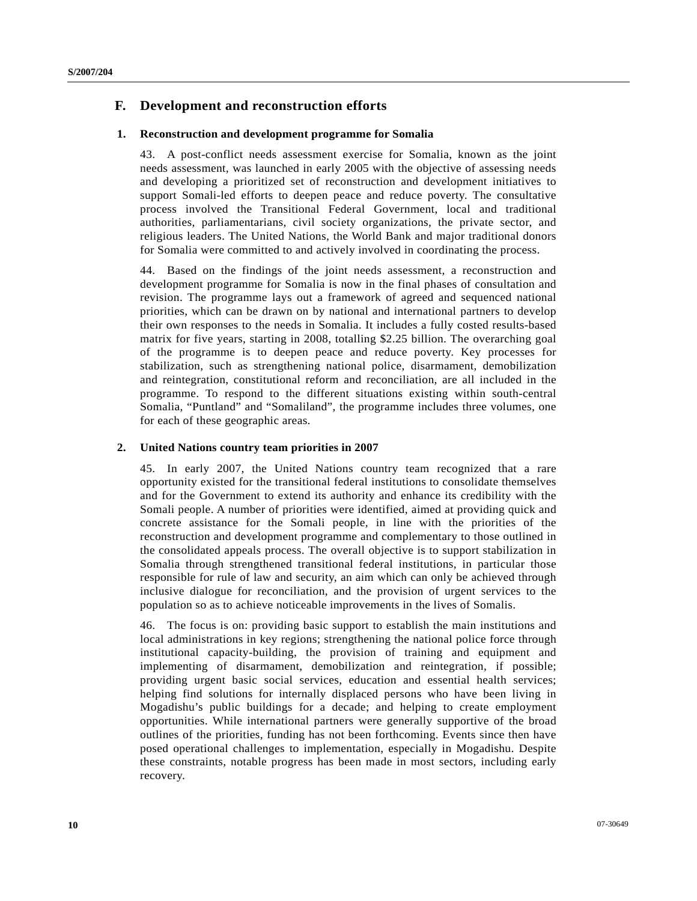## F. Development and reconstruction efforts

### 1. Reconstruction and development programme for Somalia

43. A post-conflict needs assessment exercise for Somalia, known as the joint needs assessment, was launched in early 2005 with the objective of assessing needs and developing a prioritized set of reconstruction and development initiatives to support Somali-led efforts to deepen peace and reduce poverty. The consultative process involved the Transitional Federal Government, local and traditional authorities, parliamentarians, civil society organizations, the private sector, and religious leaders. The United Nations, the World Bank and major traditional donors for Somalia were committed to and actively involved in coordinating the process.

44. Based on the findings of the joint needs assessment, a reconstruction and development programme for Somalia is now in the final phases of consultation and revision. The programme lays out a framework of agreed and sequenced national priorities, which can be drawn on by national and international partners to develop their own responses to the needs in Somalia. It includes a fully costed results-based matrix for five years, starting in 2008, totalling $2.25 billion. The overarching goal of the programme is to deepen peace and reduce poverty. Key processes for stabilization, such as strengthening national police, disarmament, demobilization and reintegration, constitutional reform and reconciliation, are all included in the programme. To respond to the different situations existing within south-central Somalia, "Puntland" and "Somaliland", the programme includes three volumes, one for each of these geographic areas.

### 2. United Nations country team priorities in 2007

45. In early 2007, the United Nations country team recognized that a rare opportunity existed for the transitional federal institutions to consolidate themselves and for the Government to extend its authority and enhance its credibility with the Somali people. A number of priorities were identified, aimed at providing quick and concrete assistance for the Somali people, in line with the priorities of the reconstruction and development programme and complementary to those outlined in the consolidated appeals process. The overall objective is to support stabilization in Somalia through strengthened transitional federal institutions, in particular those responsible for rule of law and security, an aim which can only be achieved through inclusive dialogue for reconciliation, and the provision of urgent services to the population so as to achieve noticeable improvements in the lives of Somalis.

46. The focus is on: providing basic support to establish the main institutions and local administrations in key regions; strengthening the national police force through institutional capacity-building, the provision of training and equipment and implementing of disarmament, demobilization and reintegration, if possible; providing urgent basic social services, education and essential health services; helping find solutions for internally displaced persons who have been living in Mogadishu's public buildings for a decade; and helping to create employment opportunities. While international partners were generally supportive of the broad outlines of the priorities, funding has not been forthcoming. Events since then have posed operational challenges to implementation, especially in Mogadishu. Despite these constraints, notable progress has been made in most sectors, including early recovery.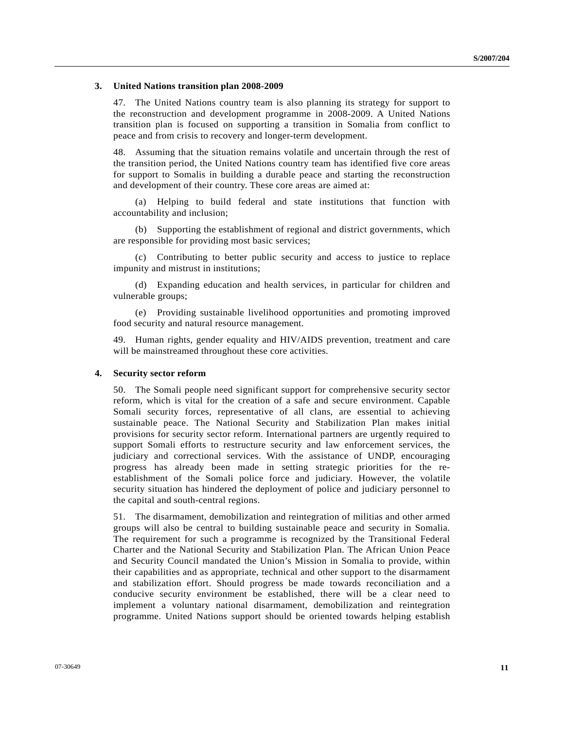### 3. United Nations transition plan 2008-2009

47. The United Nations country team is also planning its strategy for support to the reconstruction and development programme in 2008-2009. A United Nations transition plan is focused on supporting a transition in Somalia from conflict to peace and from crisis to recovery and longer-term development.

48. Assuming that the situation remains volatile and uncertain through the rest of the transition period, the United Nations country team has identified five core areas for support to Somalis in building a durable peace and starting the reconstruction and development of their country. These core areas are aimed at:

(a) Helping to build federal and state institutions that function with accountability and inclusion;

(b) Supporting the establishment of regional and district governments, which are responsible for providing most basic services;

(c) Contributing to better public security and access to justice to replace impunity and mistrust in institutions;

(d) Expanding education and health services, in particular for children and vulnerable groups;

(e) Providing sustainable livelihood opportunities and promoting improved food security and natural resource management.

49. Human rights, gender equality and HIV/AIDS prevention, treatment and care will be mainstreamed throughout these core activities.

### 4. Security sector reform

50. The Somali people need significant support for comprehensive security sector reform, which is vital for the creation of a safe and secure environment. Capable Somali security forces, representative of all clans, are essential to achieving sustainable peace. The National Security and Stabilization Plan makes initial provisions for security sector reform. International partners are urgently required to support Somali efforts to restructure security and law enforcement services, the judiciary and correctional services. With the assistance of UNDP, encouraging progress has already been made in setting strategic priorities for the re-establishment of the Somali police force and judiciary. However, the volatile security situation has hindered the deployment of police and judiciary personnel to the capital and south-central regions.

51. The disarmament, demobilization and reintegration of militias and other armed groups will also be central to building sustainable peace and security in Somalia. The requirement for such a programme is recognized by the Transitional Federal Charter and the National Security and Stabilization Plan. The African Union Peace and Security Council mandated the Union's Mission in Somalia to provide, within their capabilities and as appropriate, technical and other support to the disarmament and stabilization effort. Should progress be made towards reconciliation and a conducive security environment be established, there will be a clear need to implement a voluntary national disarmament, demobilization and reintegration programme. United Nations support should be oriented towards helping establish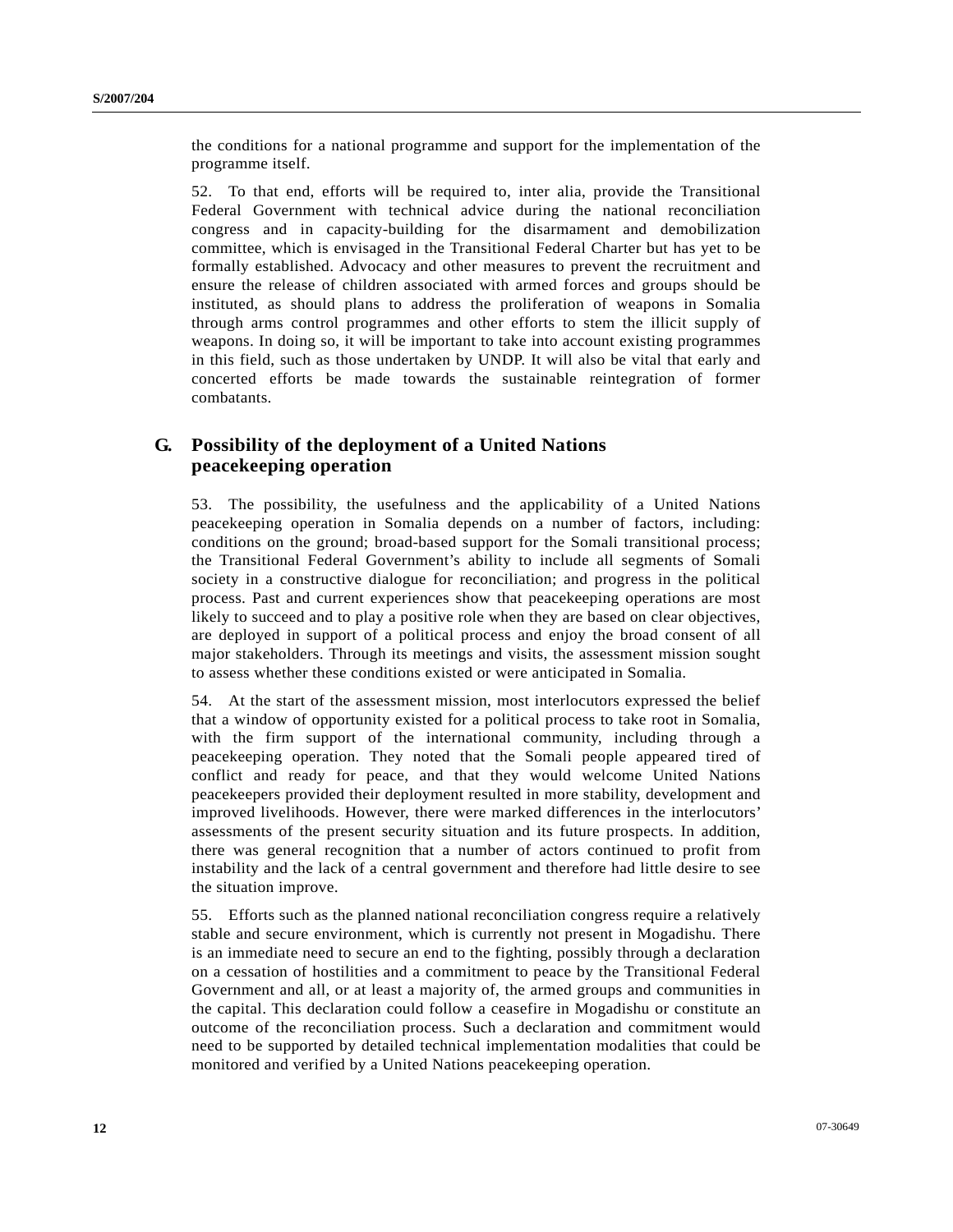the conditions for a national programme and support for the implementation of the programme itself.

52. To that end, efforts will be required to, inter alia, provide the Transitional Federal Government with technical advice during the national reconciliation congress and in capacity-building for the disarmament and demobilization committee, which is envisaged in the Transitional Federal Charter but has yet to be formally established. Advocacy and other measures to prevent the recruitment and ensure the release of children associated with armed forces and groups should be instituted, as should plans to address the proliferation of weapons in Somalia through arms control programmes and other efforts to stem the illicit supply of weapons. In doing so, it will be important to take into account existing programmes in this field, such as those undertaken by UNDP. It will also be vital that early and concerted efforts be made towards the sustainable reintegration of former combatants.

## G. Possibility of the deployment of a United Nations peacekeeping operation

53. The possibility, the usefulness and the applicability of a United Nations peacekeeping operation in Somalia depends on a number of factors, including: conditions on the ground; broad-based support for the Somali transitional process; the Transitional Federal Government's ability to include all segments of Somali society in a constructive dialogue for reconciliation; and progress in the political process. Past and current experiences show that peacekeeping operations are most likely to succeed and to play a positive role when they are based on clear objectives, are deployed in support of a political process and enjoy the broad consent of all major stakeholders. Through its meetings and visits, the assessment mission sought to assess whether these conditions existed or were anticipated in Somalia.

54. At the start of the assessment mission, most interlocutors expressed the belief that a window of opportunity existed for a political process to take root in Somalia, with the firm support of the international community, including through a peacekeeping operation. They noted that the Somali people appeared tired of conflict and ready for peace, and that they would welcome United Nations peacekeepers provided their deployment resulted in more stability, development and improved livelihoods. However, there were marked differences in the interlocutors' assessments of the present security situation and its future prospects. In addition, there was general recognition that a number of actors continued to profit from instability and the lack of a central government and therefore had little desire to see the situation improve.

55. Efforts such as the planned national reconciliation congress require a relatively stable and secure environment, which is currently not present in Mogadishu. There is an immediate need to secure an end to the fighting, possibly through a declaration on a cessation of hostilities and a commitment to peace by the Transitional Federal Government and all, or at least a majority of, the armed groups and communities in the capital. This declaration could follow a ceasefire in Mogadishu or constitute an outcome of the reconciliation process. Such a declaration and commitment would need to be supported by detailed technical implementation modalities that could be monitored and verified by a United Nations peacekeeping operation.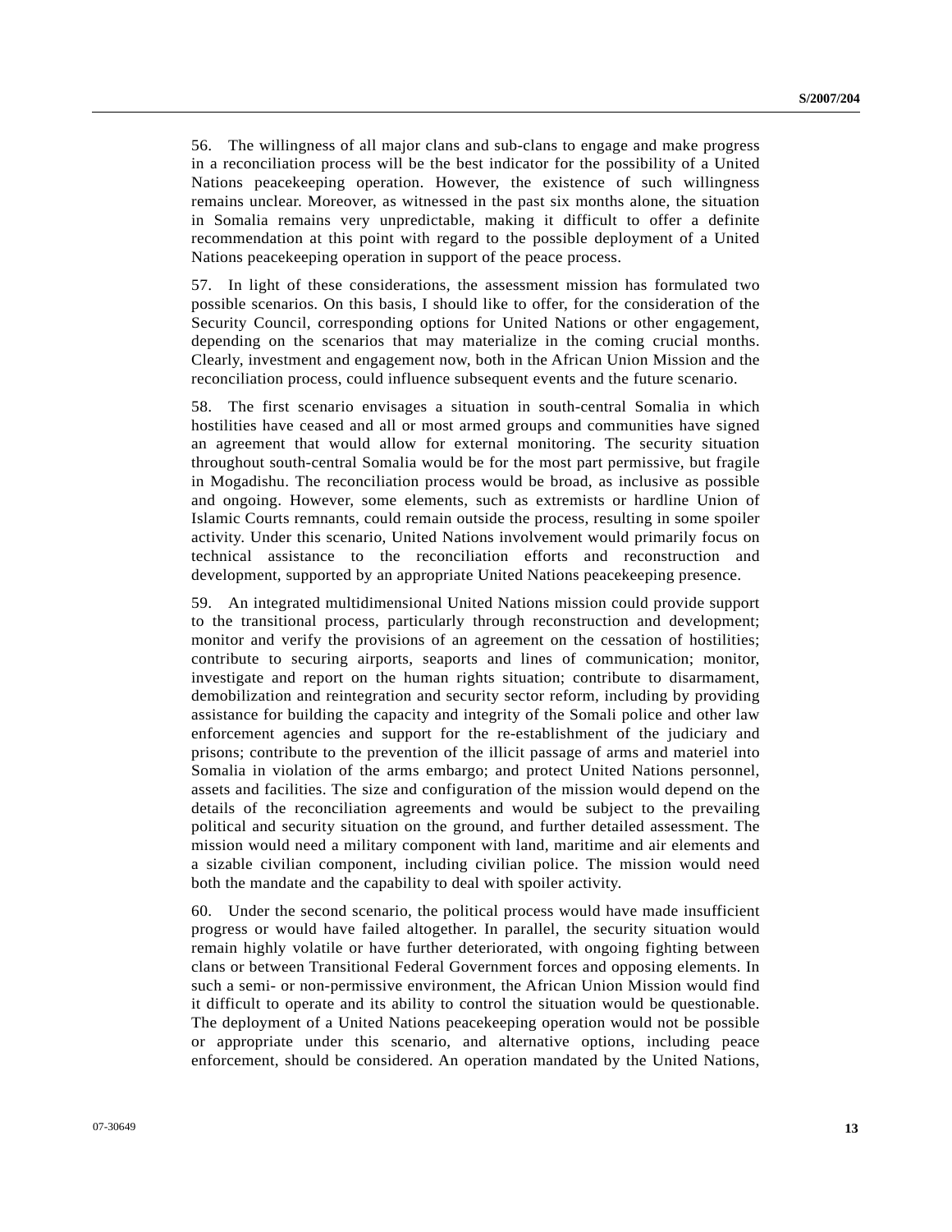56. The willingness of all major clans and sub-clans to engage and make progress in a reconciliation process will be the best indicator for the possibility of a United Nations peacekeeping operation. However, the existence of such willingness remains unclear. Moreover, as witnessed in the past six months alone, the situation in Somalia remains very unpredictable, making it difficult to offer a definite recommendation at this point with regard to the possible deployment of a United Nations peacekeeping operation in support of the peace process.

57. In light of these considerations, the assessment mission has formulated two possible scenarios. On this basis, I should like to offer, for the consideration of the Security Council, corresponding options for United Nations or other engagement, depending on the scenarios that may materialize in the coming crucial months. Clearly, investment and engagement now, both in the African Union Mission and the reconciliation process, could influence subsequent events and the future scenario.

58. The first scenario envisages a situation in south-central Somalia in which hostilities have ceased and all or most armed groups and communities have signed an agreement that would allow for external monitoring. The security situation throughout south-central Somalia would be for the most part permissive, but fragile in Mogadishu. The reconciliation process would be broad, as inclusive as possible and ongoing. However, some elements, such as extremists or hardline Union of Islamic Courts remnants, could remain outside the process, resulting in some spoiler activity. Under this scenario, United Nations involvement would primarily focus on technical assistance to the reconciliation efforts and reconstruction and development, supported by an appropriate United Nations peacekeeping presence.

59. An integrated multidimensional United Nations mission could provide support to the transitional process, particularly through reconstruction and development; monitor and verify the provisions of an agreement on the cessation of hostilities; contribute to securing airports, seaports and lines of communication; monitor, investigate and report on the human rights situation; contribute to disarmament, demobilization and reintegration and security sector reform, including by providing assistance for building the capacity and integrity of the Somali police and other law enforcement agencies and support for the re-establishment of the judiciary and prisons; contribute to the prevention of the illicit passage of arms and materiel into Somalia in violation of the arms embargo; and protect United Nations personnel, assets and facilities. The size and configuration of the mission would depend on the details of the reconciliation agreements and would be subject to the prevailing political and security situation on the ground, and further detailed assessment. The mission would need a military component with land, maritime and air elements and a sizable civilian component, including civilian police. The mission would need both the mandate and the capability to deal with spoiler activity.

60. Under the second scenario, the political process would have made insufficient progress or would have failed altogether. In parallel, the security situation would remain highly volatile or have further deteriorated, with ongoing fighting between clans or between Transitional Federal Government forces and opposing elements. In such a semi- or non-permissive environment, the African Union Mission would find it difficult to operate and its ability to control the situation would be questionable. The deployment of a United Nations peacekeeping operation would not be possible or appropriate under this scenario, and alternative options, including peace enforcement, should be considered. An operation mandated by the United Nations,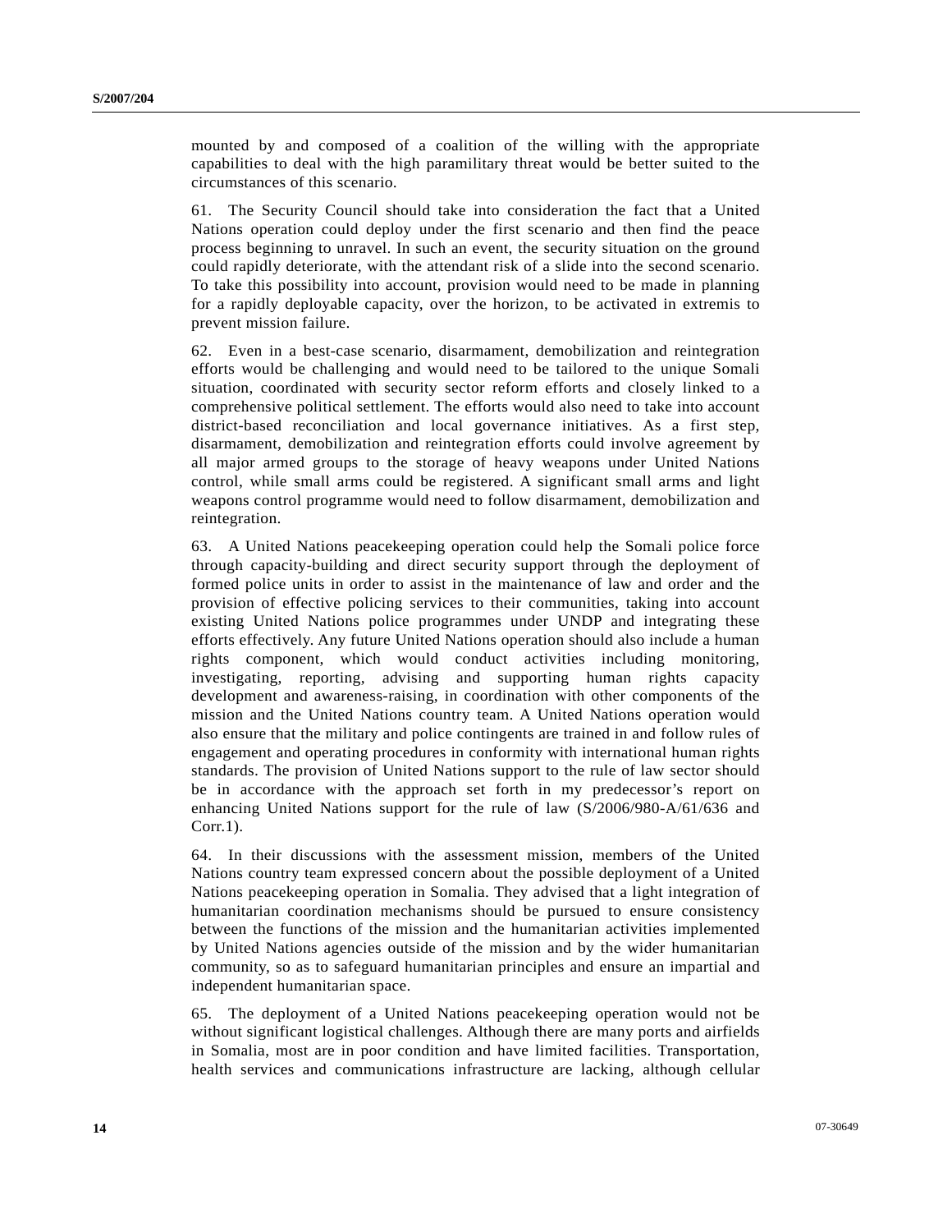mounted by and composed of a coalition of the willing with the appropriate capabilities to deal with the high paramilitary threat would be better suited to the circumstances of this scenario.

61. The Security Council should take into consideration the fact that a United Nations operation could deploy under the first scenario and then find the peace process beginning to unravel. In such an event, the security situation on the ground could rapidly deteriorate, with the attendant risk of a slide into the second scenario. To take this possibility into account, provision would need to be made in planning for a rapidly deployable capacity, over the horizon, to be activated in extremis to prevent mission failure.

62. Even in a best-case scenario, disarmament, demobilization and reintegration efforts would be challenging and would need to be tailored to the unique Somali situation, coordinated with security sector reform efforts and closely linked to a comprehensive political settlement. The efforts would also need to take into account district-based reconciliation and local governance initiatives. As a first step, disarmament, demobilization and reintegration efforts could involve agreement by all major armed groups to the storage of heavy weapons under United Nations control, while small arms could be registered. A significant small arms and light weapons control programme would need to follow disarmament, demobilization and reintegration.

63. A United Nations peacekeeping operation could help the Somali police force through capacity-building and direct security support through the deployment of formed police units in order to assist in the maintenance of law and order and the provision of effective policing services to their communities, taking into account existing United Nations police programmes under UNDP and integrating these efforts effectively. Any future United Nations operation should also include a human rights component, which would conduct activities including monitoring, investigating, reporting, advising and supporting human rights capacity development and awareness-raising, in coordination with other components of the mission and the United Nations country team. A United Nations operation would also ensure that the military and police contingents are trained in and follow rules of engagement and operating procedures in conformity with international human rights standards. The provision of United Nations support to the rule of law sector should be in accordance with the approach set forth in my predecessor's report on enhancing United Nations support for the rule of law (S/2006/980-A/61/636 and Corr.1).

64. In their discussions with the assessment mission, members of the United Nations country team expressed concern about the possible deployment of a United Nations peacekeeping operation in Somalia. They advised that a light integration of humanitarian coordination mechanisms should be pursued to ensure consistency between the functions of the mission and the humanitarian activities implemented by United Nations agencies outside of the mission and by the wider humanitarian community, so as to safeguard humanitarian principles and ensure an impartial and independent humanitarian space.

65. The deployment of a United Nations peacekeeping operation would not be without significant logistical challenges. Although there are many ports and airfields in Somalia, most are in poor condition and have limited facilities. Transportation, health services and communications infrastructure are lacking, although cellular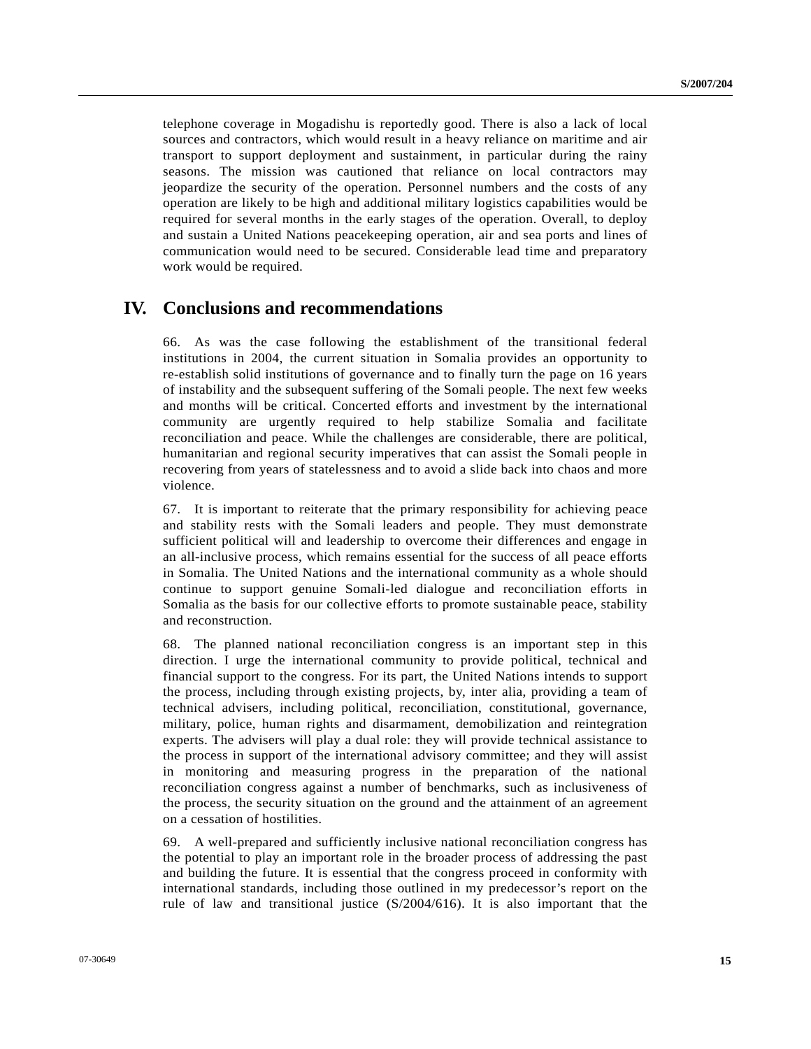telephone coverage in Mogadishu is reportedly good. There is also a lack of local sources and contractors, which would result in a heavy reliance on maritime and air transport to support deployment and sustainment, in particular during the rainy seasons. The mission was cautioned that reliance on local contractors may jeopardize the security of the operation. Personnel numbers and the costs of any operation are likely to be high and additional military logistics capabilities would be required for several months in the early stages of the operation. Overall, to deploy and sustain a United Nations peacekeeping operation, air and sea ports and lines of communication would need to be secured. Considerable lead time and preparatory work would be required.

# IV. Conclusions and recommendations

66. As was the case following the establishment of the transitional federal institutions in 2004, the current situation in Somalia provides an opportunity to re-establish solid institutions of governance and to finally turn the page on 16 years of instability and the subsequent suffering of the Somali people. The next few weeks and months will be critical. Concerted efforts and investment by the international community are urgently required to help stabilize Somalia and facilitate reconciliation and peace. While the challenges are considerable, there are political, humanitarian and regional security imperatives that can assist the Somali people in recovering from years of statelessness and to avoid a slide back into chaos and more violence.

67. It is important to reiterate that the primary responsibility for achieving peace and stability rests with the Somali leaders and people. They must demonstrate sufficient political will and leadership to overcome their differences and engage in an all-inclusive process, which remains essential for the success of all peace efforts in Somalia. The United Nations and the international community as a whole should continue to support genuine Somali-led dialogue and reconciliation efforts in Somalia as the basis for our collective efforts to promote sustainable peace, stability and reconstruction.

68. The planned national reconciliation congress is an important step in this direction. I urge the international community to provide political, technical and financial support to the congress. For its part, the United Nations intends to support the process, including through existing projects, by, inter alia, providing a team of technical advisers, including political, reconciliation, constitutional, governance, military, police, human rights and disarmament, demobilization and reintegration experts. The advisers will play a dual role: they will provide technical assistance to the process in support of the international advisory committee; and they will assist in monitoring and measuring progress in the preparation of the national reconciliation congress against a number of benchmarks, such as inclusiveness of the process, the security situation on the ground and the attainment of an agreement on a cessation of hostilities.

69. A well-prepared and sufficiently inclusive national reconciliation congress has the potential to play an important role in the broader process of addressing the past and building the future. It is essential that the congress proceed in conformity with international standards, including those outlined in my predecessor's report on the rule of law and transitional justice (S/2004/616). It is also important that the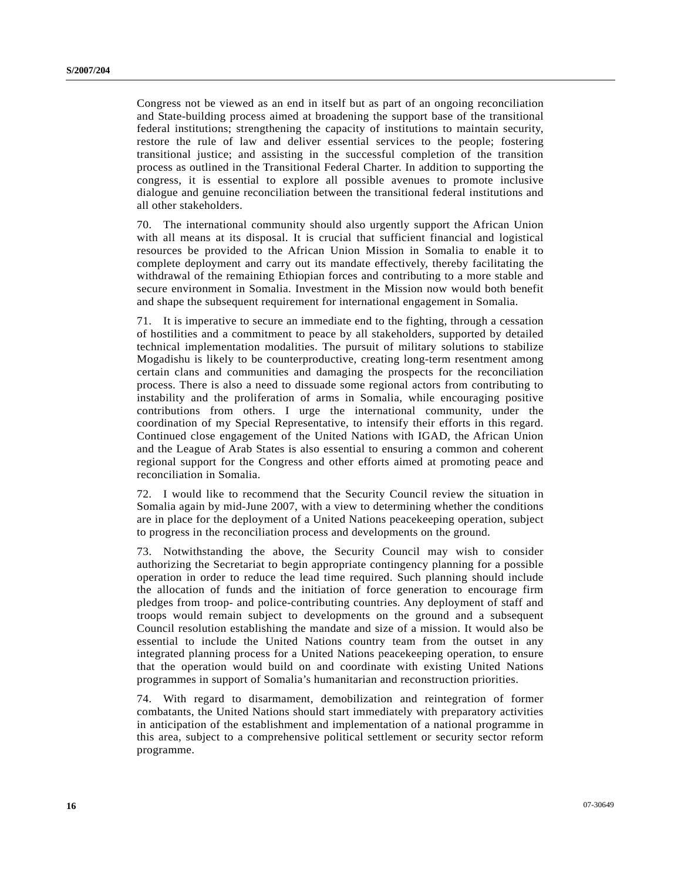Congress not be viewed as an end in itself but as part of an ongoing reconciliation and State-building process aimed at broadening the support base of the transitional federal institutions; strengthening the capacity of institutions to maintain security, restore the rule of law and deliver essential services to the people; fostering transitional justice; and assisting in the successful completion of the transition process as outlined in the Transitional Federal Charter. In addition to supporting the congress, it is essential to explore all possible avenues to promote inclusive dialogue and genuine reconciliation between the transitional federal institutions and all other stakeholders.

70. The international community should also urgently support the African Union with all means at its disposal. It is crucial that sufficient financial and logistical resources be provided to the African Union Mission in Somalia to enable it to complete deployment and carry out its mandate effectively, thereby facilitating the withdrawal of the remaining Ethiopian forces and contributing to a more stable and secure environment in Somalia. Investment in the Mission now would both benefit and shape the subsequent requirement for international engagement in Somalia.

71. It is imperative to secure an immediate end to the fighting, through a cessation of hostilities and a commitment to peace by all stakeholders, supported by detailed technical implementation modalities. The pursuit of military solutions to stabilize Mogadishu is likely to be counterproductive, creating long-term resentment among certain clans and communities and damaging the prospects for the reconciliation process. There is also a need to dissuade some regional actors from contributing to instability and the proliferation of arms in Somalia, while encouraging positive contributions from others. I urge the international community, under the coordination of my Special Representative, to intensify their efforts in this regard. Continued close engagement of the United Nations with IGAD, the African Union and the League of Arab States is also essential to ensuring a common and coherent regional support for the Congress and other efforts aimed at promoting peace and reconciliation in Somalia.

72. I would like to recommend that the Security Council review the situation in Somalia again by mid-June 2007, with a view to determining whether the conditions are in place for the deployment of a United Nations peacekeeping operation, subject to progress in the reconciliation process and developments on the ground.

73. Notwithstanding the above, the Security Council may wish to consider authorizing the Secretariat to begin appropriate contingency planning for a possible operation in order to reduce the lead time required. Such planning should include the allocation of funds and the initiation of force generation to encourage firm pledges from troop- and police-contributing countries. Any deployment of staff and troops would remain subject to developments on the ground and a subsequent Council resolution establishing the mandate and size of a mission. It would also be essential to include the United Nations country team from the outset in any integrated planning process for a United Nations peacekeeping operation, to ensure that the operation would build on and coordinate with existing United Nations programmes in support of Somalia's humanitarian and reconstruction priorities.

74. With regard to disarmament, demobilization and reintegration of former combatants, the United Nations should start immediately with preparatory activities in anticipation of the establishment and implementation of a national programme in this area, subject to a comprehensive political settlement or security sector reform programme.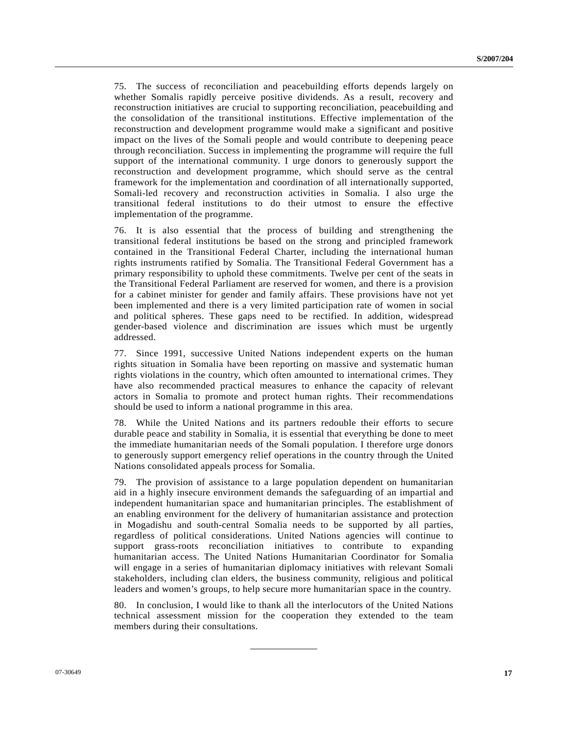75. The success of reconciliation and peacebuilding efforts depends largely on whether Somalis rapidly perceive positive dividends. As a result, recovery and reconstruction initiatives are crucial to supporting reconciliation, peacebuilding and the consolidation of the transitional institutions. Effective implementation of the reconstruction and development programme would make a significant and positive impact on the lives of the Somali people and would contribute to deepening peace through reconciliation. Success in implementing the programme will require the full support of the international community. I urge donors to generously support the reconstruction and development programme, which should serve as the central framework for the implementation and coordination of all internationally supported, Somali-led recovery and reconstruction activities in Somalia. I also urge the transitional federal institutions to do their utmost to ensure the effective implementation of the programme.

76. It is also essential that the process of building and strengthening the transitional federal institutions be based on the strong and principled framework contained in the Transitional Federal Charter, including the international human rights instruments ratified by Somalia. The Transitional Federal Government has a primary responsibility to uphold these commitments. Twelve per cent of the seats in the Transitional Federal Parliament are reserved for women, and there is a provision for a cabinet minister for gender and family affairs. These provisions have not yet been implemented and there is a very limited participation rate of women in social and political spheres. These gaps need to be rectified. In addition, widespread gender-based violence and discrimination are issues which must be urgently addressed.

77. Since 1991, successive United Nations independent experts on the human rights situation in Somalia have been reporting on massive and systematic human rights violations in the country, which often amounted to international crimes. They have also recommended practical measures to enhance the capacity of relevant actors in Somalia to promote and protect human rights. Their recommendations should be used to inform a national programme in this area.

78. While the United Nations and its partners redouble their efforts to secure durable peace and stability in Somalia, it is essential that everything be done to meet the immediate humanitarian needs of the Somali population. I therefore urge donors to generously support emergency relief operations in the country through the United Nations consolidated appeals process for Somalia.

79. The provision of assistance to a large population dependent on humanitarian aid in a highly insecure environment demands the safeguarding of an impartial and independent humanitarian space and humanitarian principles. The establishment of an enabling environment for the delivery of humanitarian assistance and protection in Mogadishu and south-central Somalia needs to be supported by all parties, regardless of political considerations. United Nations agencies will continue to support grass-roots reconciliation initiatives to contribute to expanding humanitarian access. The United Nations Humanitarian Coordinator for Somalia will engage in a series of humanitarian diplomacy initiatives with relevant Somali stakeholders, including clan elders, the business community, religious and political leaders and women's groups, to help secure more humanitarian space in the country.

80. In conclusion, I would like to thank all the interlocutors of the United Nations technical assessment mission for the cooperation they extended to the team members during their consultations.